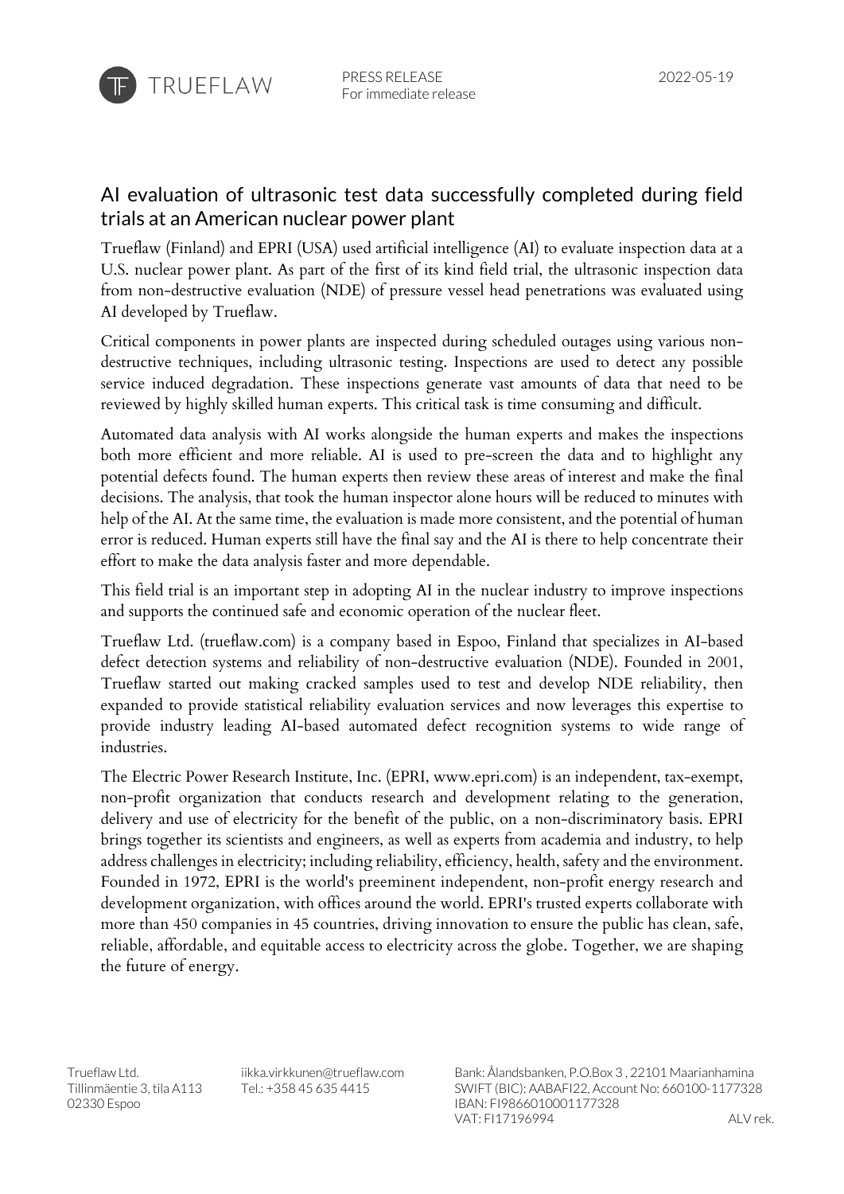TRUEFLAW

PRESS RELEASE
For immediate release

2022-05-19

# AI evaluation of ultrasonic test data successfully completed during field trials at an American nuclear power plant

Trueflaw (Finland) and EPRI (USA) used artificial intelligence (AI) to evaluate inspection data at a U.S. nuclear power plant. As part of the first of its kind field trial, the ultrasonic inspection data from non-destructive evaluation (NDE) of pressure vessel head penetrations was evaluated using AI developed by Trueflaw.

Critical components in power plants are inspected during scheduled outages using various non-destructive techniques, including ultrasonic testing. Inspections are used to detect any possible service induced degradation. These inspections generate vast amounts of data that need to be reviewed by highly skilled human experts. This critical task is time consuming and difficult.

Automated data analysis with AI works alongside the human experts and makes the inspections both more efficient and more reliable. AI is used to pre-screen the data and to highlight any potential defects found. The human experts then review these areas of interest and make the final decisions. The analysis, that took the human inspector alone hours will be reduced to minutes with help of the AI. At the same time, the evaluation is made more consistent, and the potential of human error is reduced. Human experts still have the final say and the AI is there to help concentrate their effort to make the data analysis faster and more dependable.

This field trial is an important step in adopting AI in the nuclear industry to improve inspections and supports the continued safe and economic operation of the nuclear fleet.

Trueflaw Ltd. (trueflaw.com) is a company based in Espoo, Finland that specializes in AI-based defect detection systems and reliability of non-destructive evaluation (NDE). Founded in 2001, Trueflaw started out making cracked samples used to test and develop NDE reliability, then expanded to provide statistical reliability evaluation services and now leverages this expertise to provide industry leading AI-based automated defect recognition systems to wide range of industries.

The Electric Power Research Institute, Inc. (EPRI, www.epri.com) is an independent, tax-exempt, non-profit organization that conducts research and development relating to the generation, delivery and use of electricity for the benefit of the public, on a non-discriminatory basis. EPRI brings together its scientists and engineers, as well as experts from academia and industry, to help address challenges in electricity; including reliability, efficiency, health, safety and the environment. Founded in 1972, EPRI is the world's preeminent independent, non-profit energy research and development organization, with offices around the world. EPRI's trusted experts collaborate with more than 450 companies in 45 countries, driving innovation to ensure the public has clean, safe, reliable, affordable, and equitable access to electricity across the globe. Together, we are shaping the future of energy.

Trueflaw Ltd.
Tillinmäentie 3, tila A113
02330 Espoo

iikka.virkkunen@trueflaw.com
Tel.: +358 45 635 4415

Bank: Ålandsbanken, P.O.Box 3 , 22101 Maarianhamina
SWIFT (BIC): AABAFI22, Account No: 660100-1177328
IBAN: FI9866010001177328
VAT: FI17196994 ALV rek.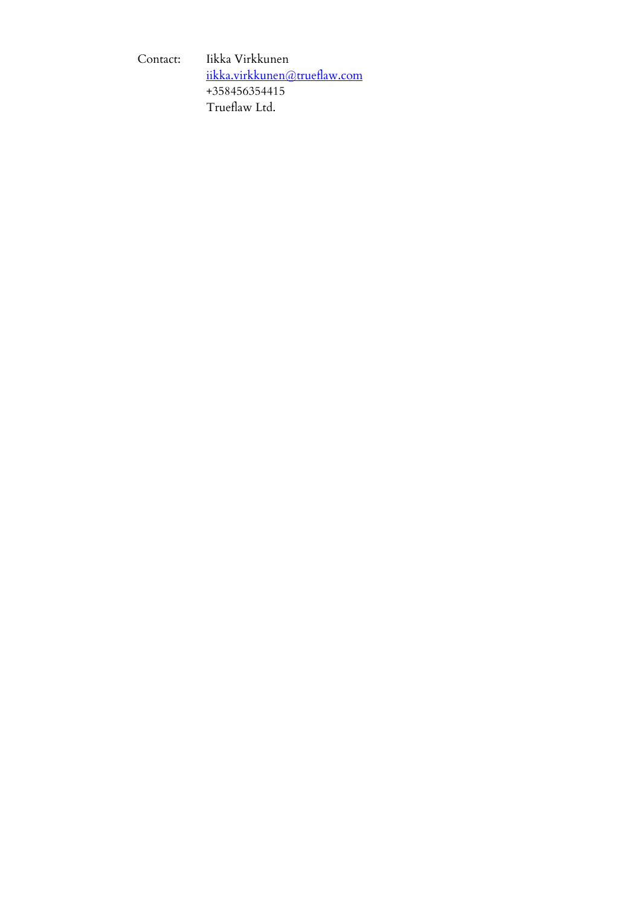Contact: Iikka Virkkunen
iikka.virkkunen@trueflaw.com
+358456354415
Trueflaw Ltd.